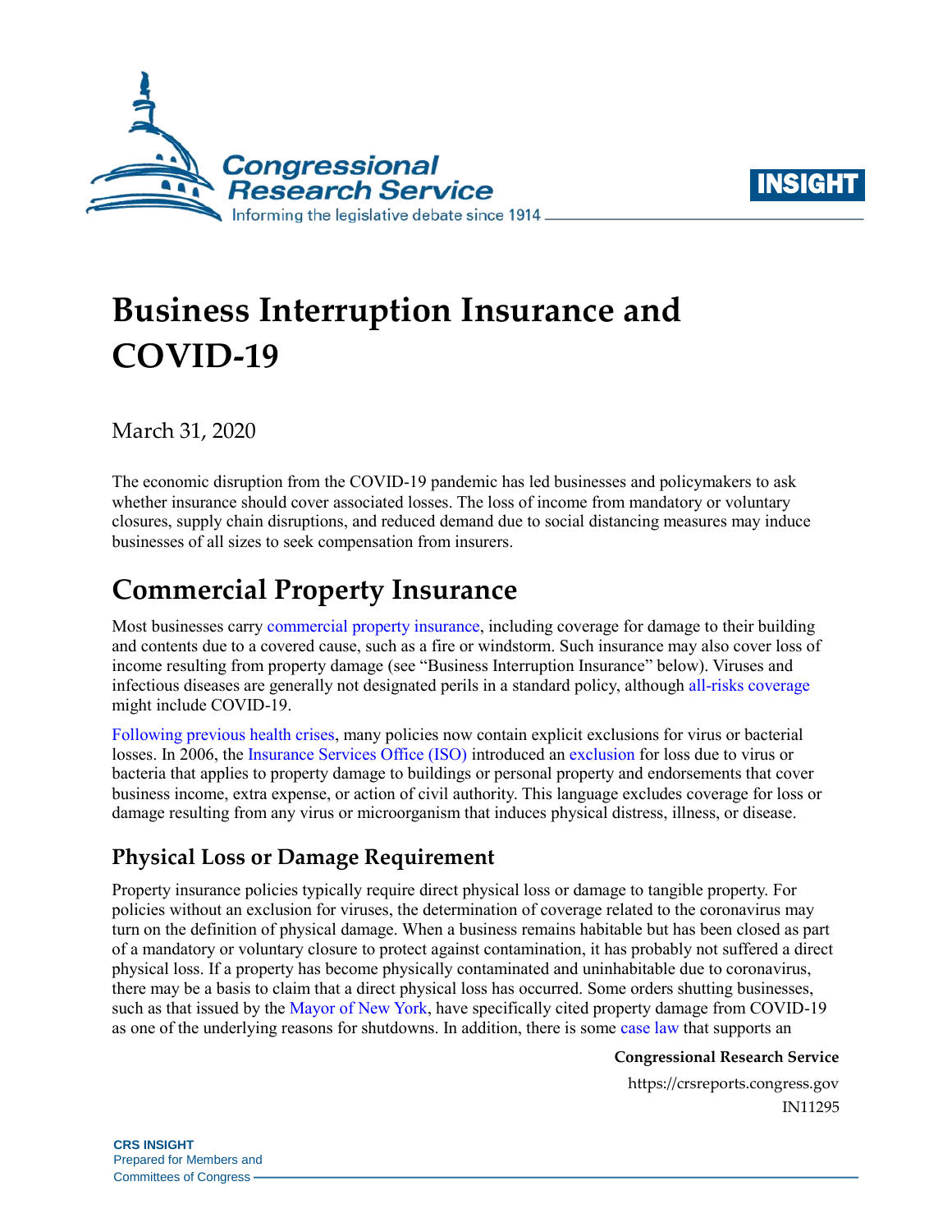# Business Interruption Insurance and COVID-19

March 31, 2020

The economic disruption from the COVID-19 pandemic has led businesses and policymakers to ask whether insurance should cover associated losses. The loss of income from mandatory or voluntary closures, supply chain disruptions, and reduced demand due to social distancing measures may induce businesses of all sizes to seek compensation from insurers.

## Commercial Property Insurance

Most businesses carry commercial property insurance, including coverage for damage to their building and contents due to a covered cause, such as a fire or windstorm. Such insurance may also cover loss of income resulting from property damage (see "Business Interruption Insurance" below). Viruses and infectious diseases are generally not designated perils in a standard policy, although all-risks coverage might include COVID-19.

Following previous health crises, many policies now contain explicit exclusions for virus or bacterial losses. In 2006, the Insurance Services Office (ISO) introduced an exclusion for loss due to virus or bacteria that applies to property damage to buildings or personal property and endorsements that cover business income, extra expense, or action of civil authority. This language excludes coverage for loss or damage resulting from any virus or microorganism that induces physical distress, illness, or disease.

### Physical Loss or Damage Requirement

Property insurance policies typically require direct physical loss or damage to tangible property. For policies without an exclusion for viruses, the determination of coverage related to the coronavirus may turn on the definition of physical damage. When a business remains habitable but has been closed as part of a mandatory or voluntary closure to protect against contamination, it has probably not suffered a direct physical loss. If a property has become physically contaminated and uninhabitable due to coronavirus, there may be a basis to claim that a direct physical loss has occurred. Some orders shutting businesses, such as that issued by the Mayor of New York, have specifically cited property damage from COVID-19 as one of the underlying reasons for shutdowns. In addition, there is some case law that supports an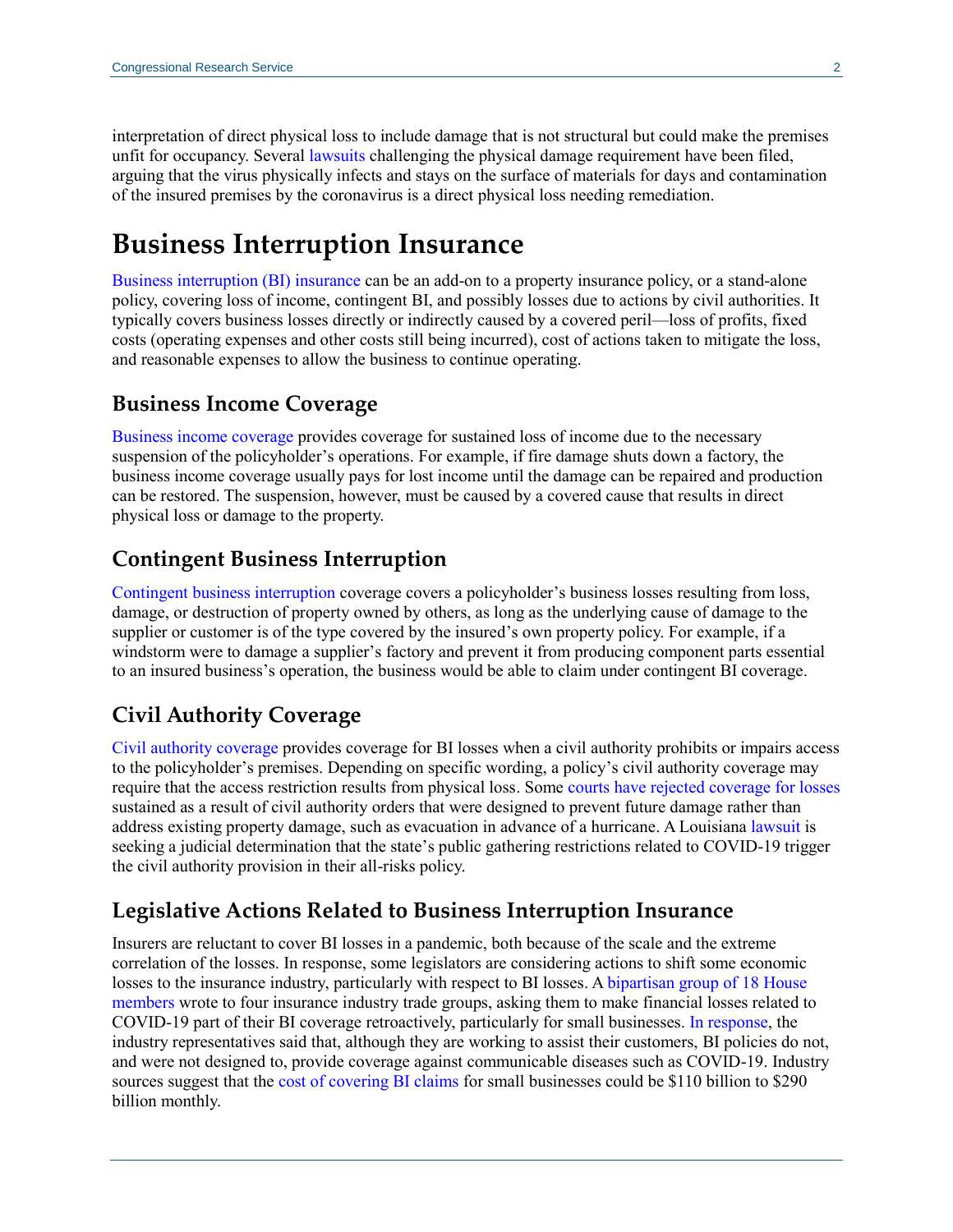interpretation of direct physical loss to include damage that is not structural but could make the premises unfit for occupancy. Several lawsuits challenging the physical damage requirement have been filed, arguing that the virus physically infects and stays on the surface of materials for days and contamination of the insured premises by the coronavirus is a direct physical loss needing remediation.

# Business Interruption Insurance

Business interruption (BI) insurance can be an add-on to a property insurance policy, or a stand-alone policy, covering loss of income, contingent BI, and possibly losses due to actions by civil authorities. It typically covers business losses directly or indirectly caused by a covered peril—loss of profits, fixed costs (operating expenses and other costs still being incurred), cost of actions taken to mitigate the loss, and reasonable expenses to allow the business to continue operating.

## Business Income Coverage

Business income coverage provides coverage for sustained loss of income due to the necessary suspension of the policyholder's operations. For example, if fire damage shuts down a factory, the business income coverage usually pays for lost income until the damage can be repaired and production can be restored. The suspension, however, must be caused by a covered cause that results in direct physical loss or damage to the property.

## Contingent Business Interruption

Contingent business interruption coverage covers a policyholder's business losses resulting from loss, damage, or destruction of property owned by others, as long as the underlying cause of damage to the supplier or customer is of the type covered by the insured's own property policy. For example, if a windstorm were to damage a supplier's factory and prevent it from producing component parts essential to an insured business's operation, the business would be able to claim under contingent BI coverage.

## Civil Authority Coverage

Civil authority coverage provides coverage for BI losses when a civil authority prohibits or impairs access to the policyholder's premises. Depending on specific wording, a policy's civil authority coverage may require that the access restriction results from physical loss. Some courts have rejected coverage for losses sustained as a result of civil authority orders that were designed to prevent future damage rather than address existing property damage, such as evacuation in advance of a hurricane. A Louisiana lawsuit is seeking a judicial determination that the state's public gathering restrictions related to COVID-19 trigger the civil authority provision in their all-risks policy.

## Legislative Actions Related to Business Interruption Insurance

Insurers are reluctant to cover BI losses in a pandemic, both because of the scale and the extreme correlation of the losses. In response, some legislators are considering actions to shift some economic losses to the insurance industry, particularly with respect to BI losses. A bipartisan group of 18 House members wrote to four insurance industry trade groups, asking them to make financial losses related to COVID-19 part of their BI coverage retroactively, particularly for small businesses. In response, the industry representatives said that, although they are working to assist their customers, BI policies do not, and were not designed to, provide coverage against communicable diseases such as COVID-19. Industry sources suggest that the cost of covering BI claims for small businesses could be $110 billion to $290 billion monthly.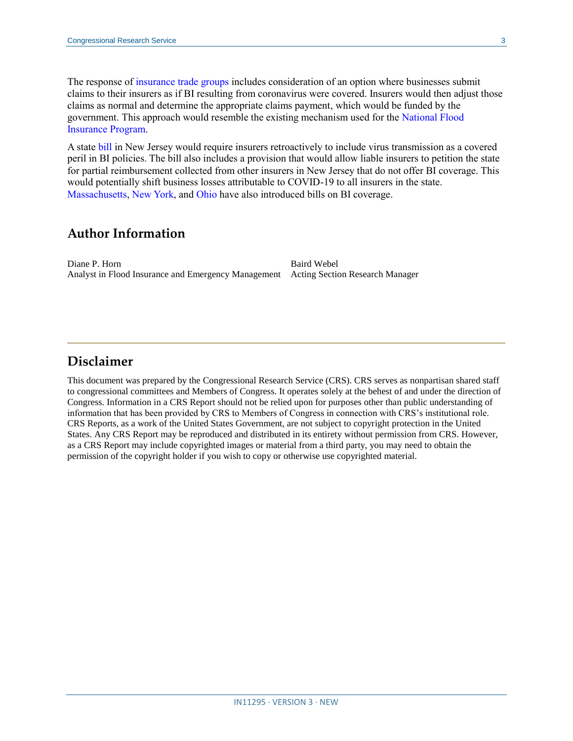The response of insurance trade groups includes consideration of an option where businesses submit claims to their insurers as if BI resulting from coronavirus were covered. Insurers would then adjust those claims as normal and determine the appropriate claims payment, which would be funded by the government. This approach would resemble the existing mechanism used for the National Flood Insurance Program.

A state bill in New Jersey would require insurers retroactively to include virus transmission as a covered peril in BI policies. The bill also includes a provision that would allow liable insurers to petition the state for partial reimbursement collected from other insurers in New Jersey that do not offer BI coverage. This would potentially shift business losses attributable to COVID-19 to all insurers in the state. Massachusetts, New York, and Ohio have also introduced bills on BI coverage.

## Author Information

Diane P. Horn
Analyst in Flood Insurance and Emergency Management

Baird Webel
Acting Section Research Manager

## Disclaimer

This document was prepared by the Congressional Research Service (CRS). CRS serves as nonpartisan shared staff to congressional committees and Members of Congress. It operates solely at the behest of and under the direction of Congress. Information in a CRS Report should not be relied upon for purposes other than public understanding of information that has been provided by CRS to Members of Congress in connection with CRS's institutional role. CRS Reports, as a work of the United States Government, are not subject to copyright protection in the United States. Any CRS Report may be reproduced and distributed in its entirety without permission from CRS. However, as a CRS Report may include copyrighted images or material from a third party, you may need to obtain the permission of the copyright holder if you wish to copy or otherwise use copyrighted material.